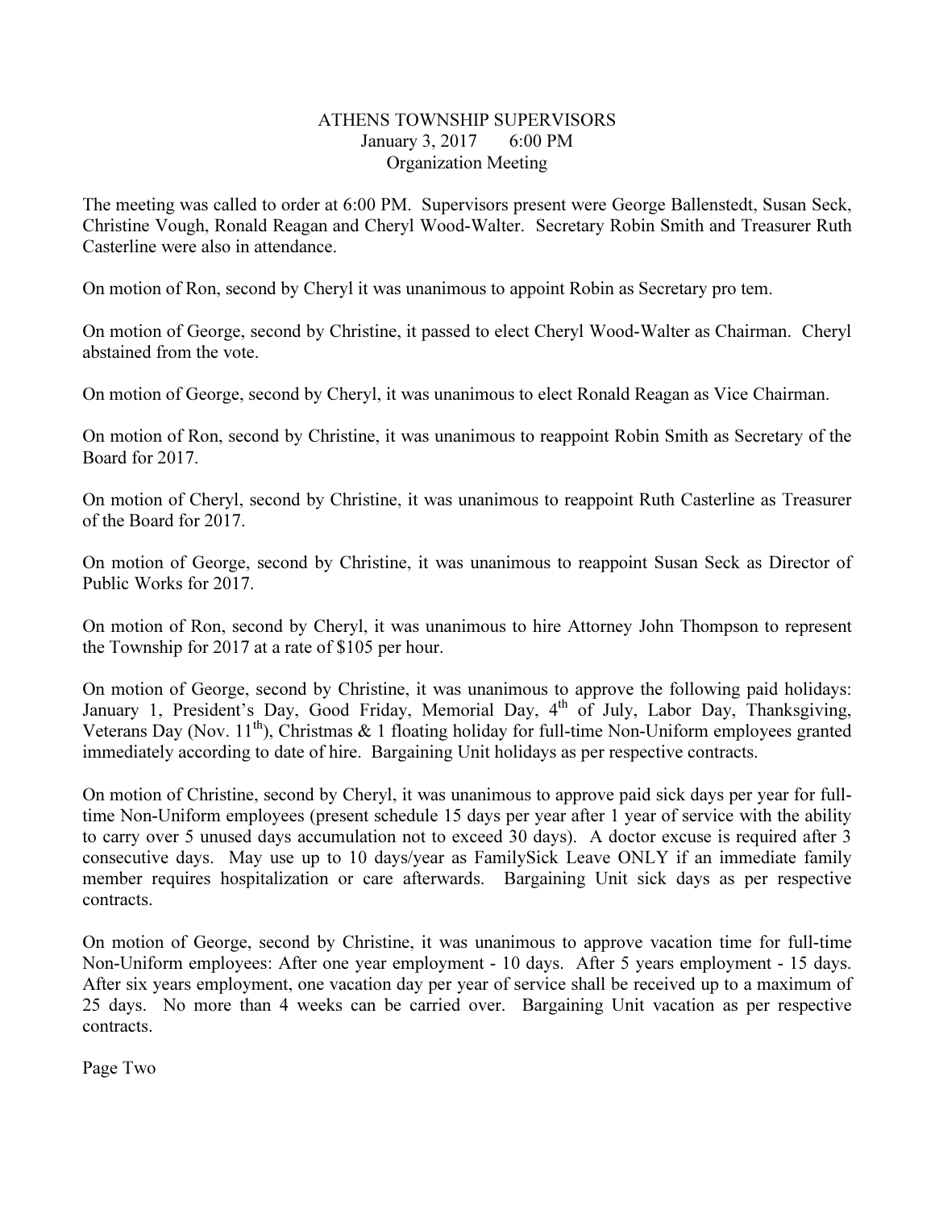ATHENS TOWNSHIP SUPERVISORS
January 3, 2017 6:00 PM
Organization Meeting

The meeting was called to order at 6:00 PM. Supervisors present were George Ballenstedt, Susan Seck, Christine Vough, Ronald Reagan and Cheryl Wood-Walter. Secretary Robin Smith and Treasurer Ruth Casterline were also in attendance.

On motion of Ron, second by Cheryl it was unanimous to appoint Robin as Secretary pro tem.

On motion of George, second by Christine, it passed to elect Cheryl Wood-Walter as Chairman. Cheryl abstained from the vote.

On motion of George, second by Cheryl, it was unanimous to elect Ronald Reagan as Vice Chairman.

On motion of Ron, second by Christine, it was unanimous to reappoint Robin Smith as Secretary of the Board for 2017.

On motion of Cheryl, second by Christine, it was unanimous to reappoint Ruth Casterline as Treasurer of the Board for 2017.

On motion of George, second by Christine, it was unanimous to reappoint Susan Seck as Director of Public Works for 2017.

On motion of Ron, second by Cheryl, it was unanimous to hire Attorney John Thompson to represent the Township for 2017 at a rate of $105 per hour.

On motion of George, second by Christine, it was unanimous to approve the following paid holidays: January 1, President's Day, Good Friday, Memorial Day, 4th of July, Labor Day, Thanksgiving, Veterans Day (Nov. 11th), Christmas & 1 floating holiday for full-time Non-Uniform employees granted immediately according to date of hire. Bargaining Unit holidays as per respective contracts.

On motion of Christine, second by Cheryl, it was unanimous to approve paid sick days per year for full-time Non-Uniform employees (present schedule 15 days per year after 1 year of service with the ability to carry over 5 unused days accumulation not to exceed 30 days). A doctor excuse is required after 3 consecutive days. May use up to 10 days/year as FamilySick Leave ONLY if an immediate family member requires hospitalization or care afterwards. Bargaining Unit sick days as per respective contracts.

On motion of George, second by Christine, it was unanimous to approve vacation time for full-time Non-Uniform employees: After one year employment - 10 days. After 5 years employment - 15 days. After six years employment, one vacation day per year of service shall be received up to a maximum of 25 days. No more than 4 weeks can be carried over. Bargaining Unit vacation as per respective contracts.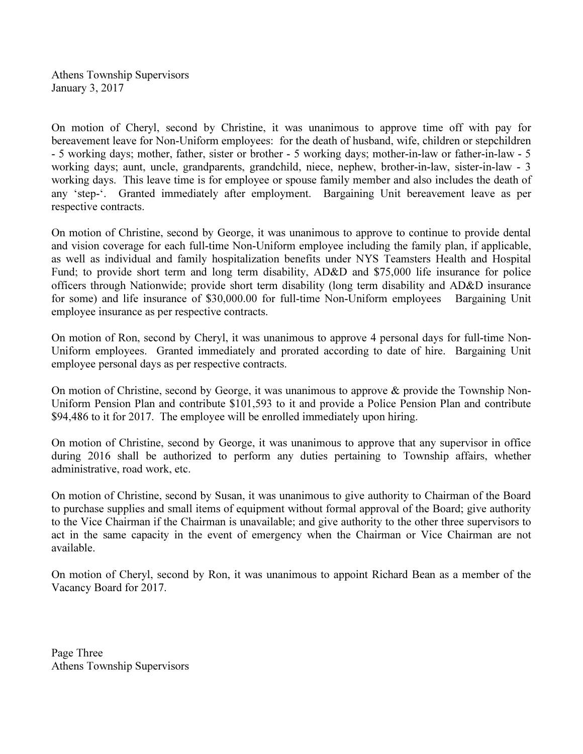On motion of Cheryl, second by Christine, it was unanimous to approve time off with pay for bereavement leave for Non-Uniform employees: for the death of husband, wife, children or stepchildren - 5 working days; mother, father, sister or brother - 5 working days; mother-in-law or father-in-law - 5 working days; aunt, uncle, grandparents, grandchild, niece, nephew, brother-in-law, sister-in-law - 3 working days. This leave time is for employee or spouse family member and also includes the death of any 'step-'. Granted immediately after employment. Bargaining Unit bereavement leave as per respective contracts.

On motion of Christine, second by George, it was unanimous to approve to continue to provide dental and vision coverage for each full-time Non-Uniform employee including the family plan, if applicable, as well as individual and family hospitalization benefits under NYS Teamsters Health and Hospital Fund; to provide short term and long term disability, AD&D and $75,000 life insurance for police officers through Nationwide; provide short term disability (long term disability and AD&D insurance for some) and life insurance of $30,000.00 for full-time Non-Uniform employees Bargaining Unit employee insurance as per respective contracts.

On motion of Ron, second by Cheryl, it was unanimous to approve 4 personal days for full-time Non-Uniform employees. Granted immediately and prorated according to date of hire. Bargaining Unit employee personal days as per respective contracts.

On motion of Christine, second by George, it was unanimous to approve & provide the Township Non-Uniform Pension Plan and contribute $101,593 to it and provide a Police Pension Plan and contribute $94,486 to it for 2017. The employee will be enrolled immediately upon hiring.

On motion of Christine, second by George, it was unanimous to approve that any supervisor in office during 2016 shall be authorized to perform any duties pertaining to Township affairs, whether administrative, road work, etc.

On motion of Christine, second by Susan, it was unanimous to give authority to Chairman of the Board to purchase supplies and small items of equipment without formal approval of the Board; give authority to the Vice Chairman if the Chairman is unavailable; and give authority to the other three supervisors to act in the same capacity in the event of emergency when the Chairman or Vice Chairman are not available.

On motion of Cheryl, second by Ron, it was unanimous to appoint Richard Bean as a member of the Vacancy Board for 2017.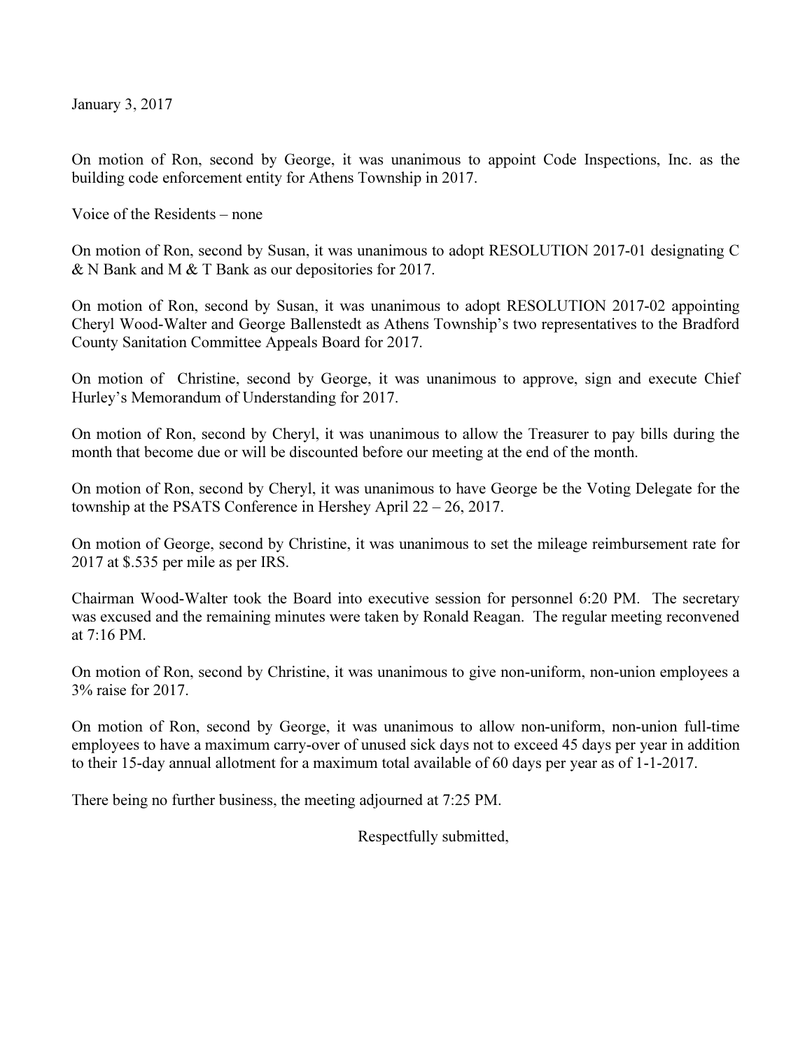January 3, 2017

On motion of Ron, second by George, it was unanimous to appoint Code Inspections, Inc. as the building code enforcement entity for Athens Township in 2017.

Voice of the Residents – none

On motion of Ron, second by Susan, it was unanimous to adopt RESOLUTION 2017-01 designating C & N Bank and M & T Bank as our depositories for 2017.

On motion of Ron, second by Susan, it was unanimous to adopt RESOLUTION 2017-02 appointing Cheryl Wood-Walter and George Ballenstedt as Athens Township's two representatives to the Bradford County Sanitation Committee Appeals Board for 2017.

On motion of Christine, second by George, it was unanimous to approve, sign and execute Chief Hurley's Memorandum of Understanding for 2017.

On motion of Ron, second by Cheryl, it was unanimous to allow the Treasurer to pay bills during the month that become due or will be discounted before our meeting at the end of the month.

On motion of Ron, second by Cheryl, it was unanimous to have George be the Voting Delegate for the township at the PSATS Conference in Hershey April 22 – 26, 2017.

On motion of George, second by Christine, it was unanimous to set the mileage reimbursement rate for 2017 at $.535 per mile as per IRS.

Chairman Wood-Walter took the Board into executive session for personnel 6:20 PM. The secretary was excused and the remaining minutes were taken by Ronald Reagan. The regular meeting reconvened at 7:16 PM.

On motion of Ron, second by Christine, it was unanimous to give non-uniform, non-union employees a 3% raise for 2017.

On motion of Ron, second by George, it was unanimous to allow non-uniform, non-union full-time employees to have a maximum carry-over of unused sick days not to exceed 45 days per year in addition to their 15-day annual allotment for a maximum total available of 60 days per year as of 1-1-2017.

There being no further business, the meeting adjourned at 7:25 PM.

Respectfully submitted,